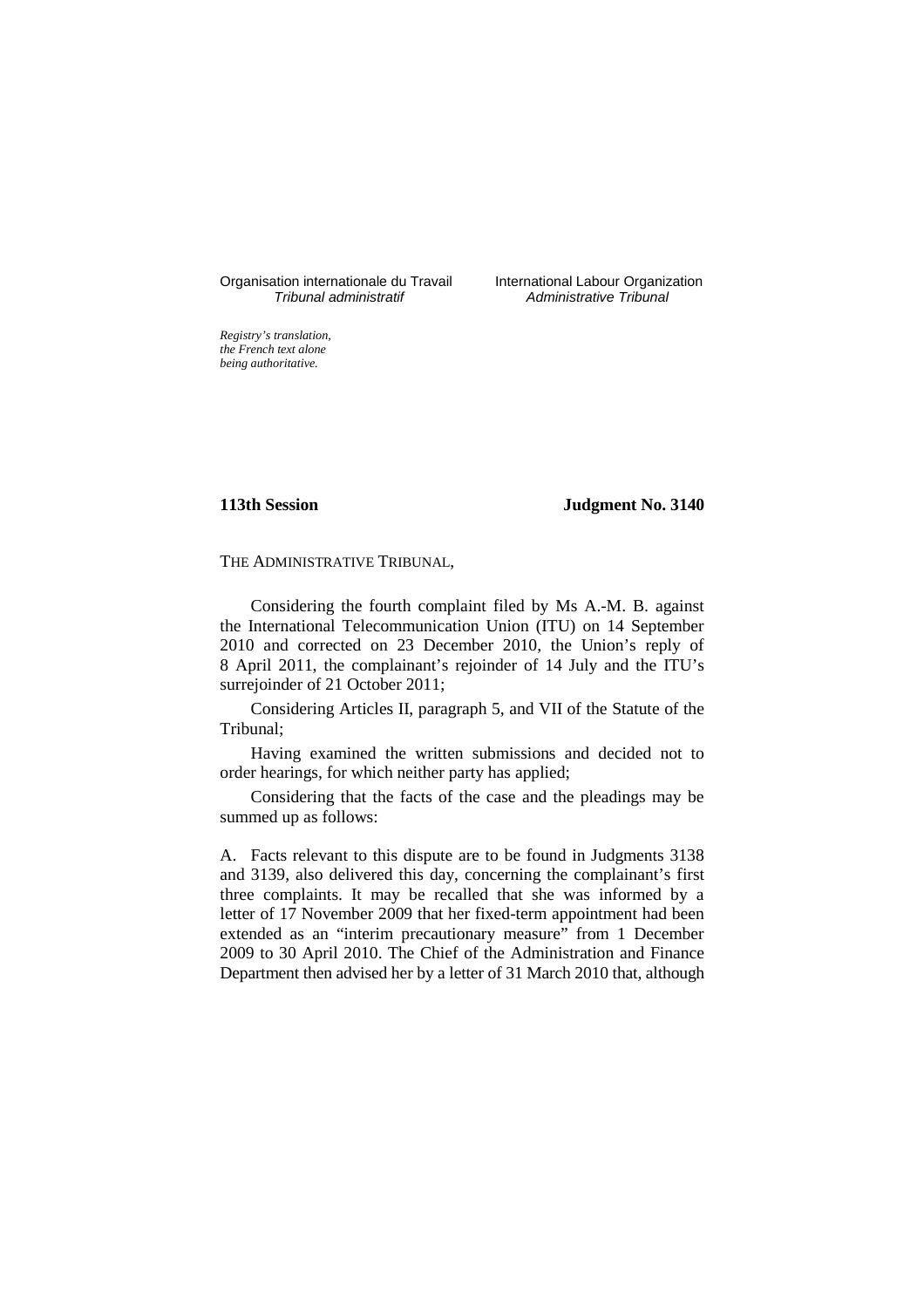Organisation internationale du Travail
*Tribunal administratif*

International Labour Organization
*Administrative Tribunal*

*Registry's translation, the French text alone being authoritative.*

**113th Session** **Judgment No. 3140**

THE ADMINISTRATIVE TRIBUNAL,

Considering the fourth complaint filed by Ms A.-M. B. against the International Telecommunication Union (ITU) on 14 September 2010 and corrected on 23 December 2010, the Union's reply of 8 April 2011, the complainant's rejoinder of 14 July and the ITU's surrejoinder of 21 October 2011;

Considering Articles II, paragraph 5, and VII of the Statute of the Tribunal;

Having examined the written submissions and decided not to order hearings, for which neither party has applied;

Considering that the facts of the case and the pleadings may be summed up as follows:

A. Facts relevant to this dispute are to be found in Judgments 3138 and 3139, also delivered this day, concerning the complainant's first three complaints. It may be recalled that she was informed by a letter of 17 November 2009 that her fixed-term appointment had been extended as an "interim precautionary measure" from 1 December 2009 to 30 April 2010. The Chief of the Administration and Finance Department then advised her by a letter of 31 March 2010 that, although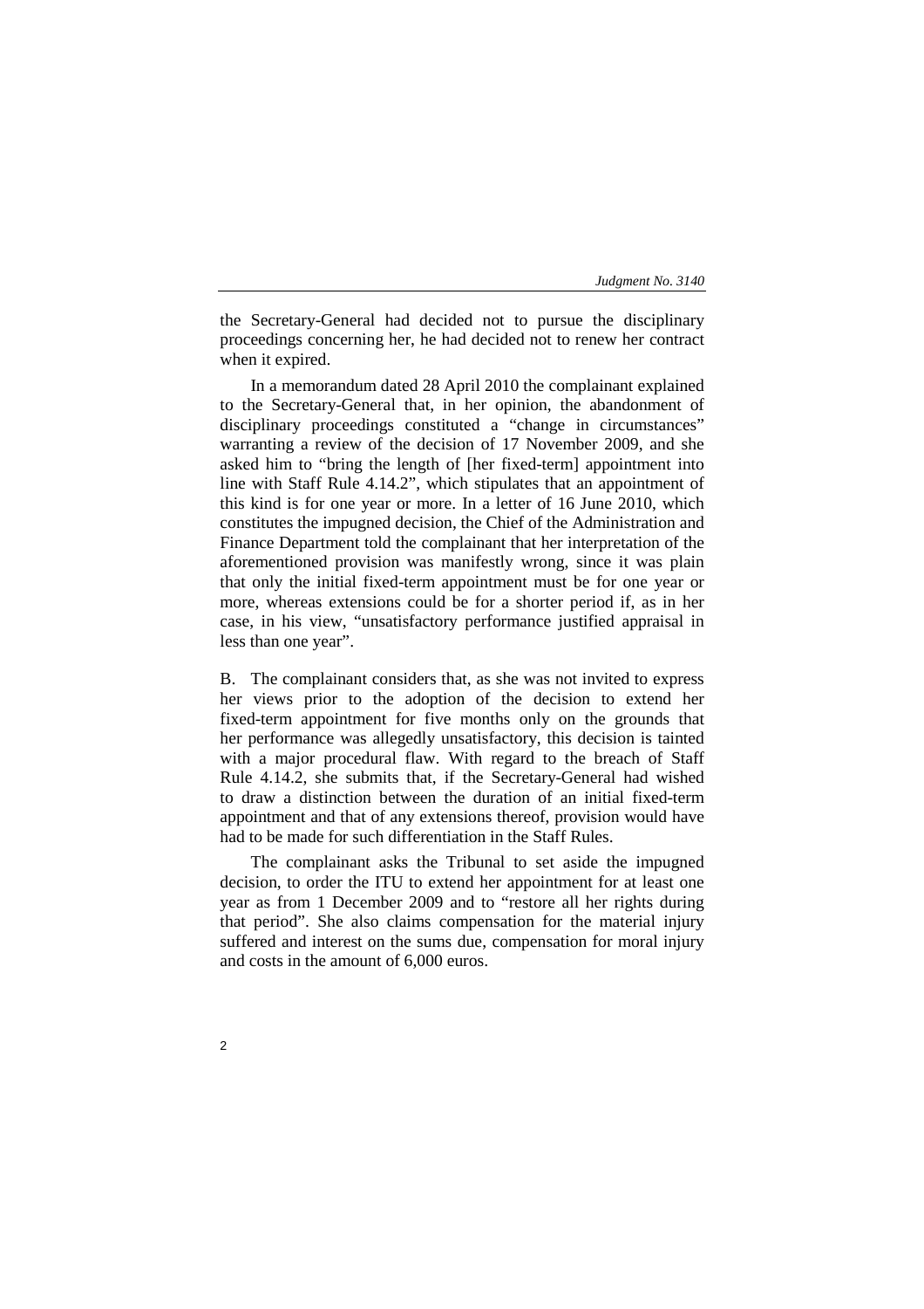the Secretary-General had decided not to pursue the disciplinary proceedings concerning her, he had decided not to renew her contract when it expired.

In a memorandum dated 28 April 2010 the complainant explained to the Secretary-General that, in her opinion, the abandonment of disciplinary proceedings constituted a "change in circumstances" warranting a review of the decision of 17 November 2009, and she asked him to "bring the length of [her fixed-term] appointment into line with Staff Rule 4.14.2", which stipulates that an appointment of this kind is for one year or more. In a letter of 16 June 2010, which constitutes the impugned decision, the Chief of the Administration and Finance Department told the complainant that her interpretation of the aforementioned provision was manifestly wrong, since it was plain that only the initial fixed-term appointment must be for one year or more, whereas extensions could be for a shorter period if, as in her case, in his view, "unsatisfactory performance justified appraisal in less than one year".

B. The complainant considers that, as she was not invited to express her views prior to the adoption of the decision to extend her fixed-term appointment for five months only on the grounds that her performance was allegedly unsatisfactory, this decision is tainted with a major procedural flaw. With regard to the breach of Staff Rule 4.14.2, she submits that, if the Secretary-General had wished to draw a distinction between the duration of an initial fixed-term appointment and that of any extensions thereof, provision would have had to be made for such differentiation in the Staff Rules.

The complainant asks the Tribunal to set aside the impugned decision, to order the ITU to extend her appointment for at least one year as from 1 December 2009 and to "restore all her rights during that period". She also claims compensation for the material injury suffered and interest on the sums due, compensation for moral injury and costs in the amount of 6,000 euros.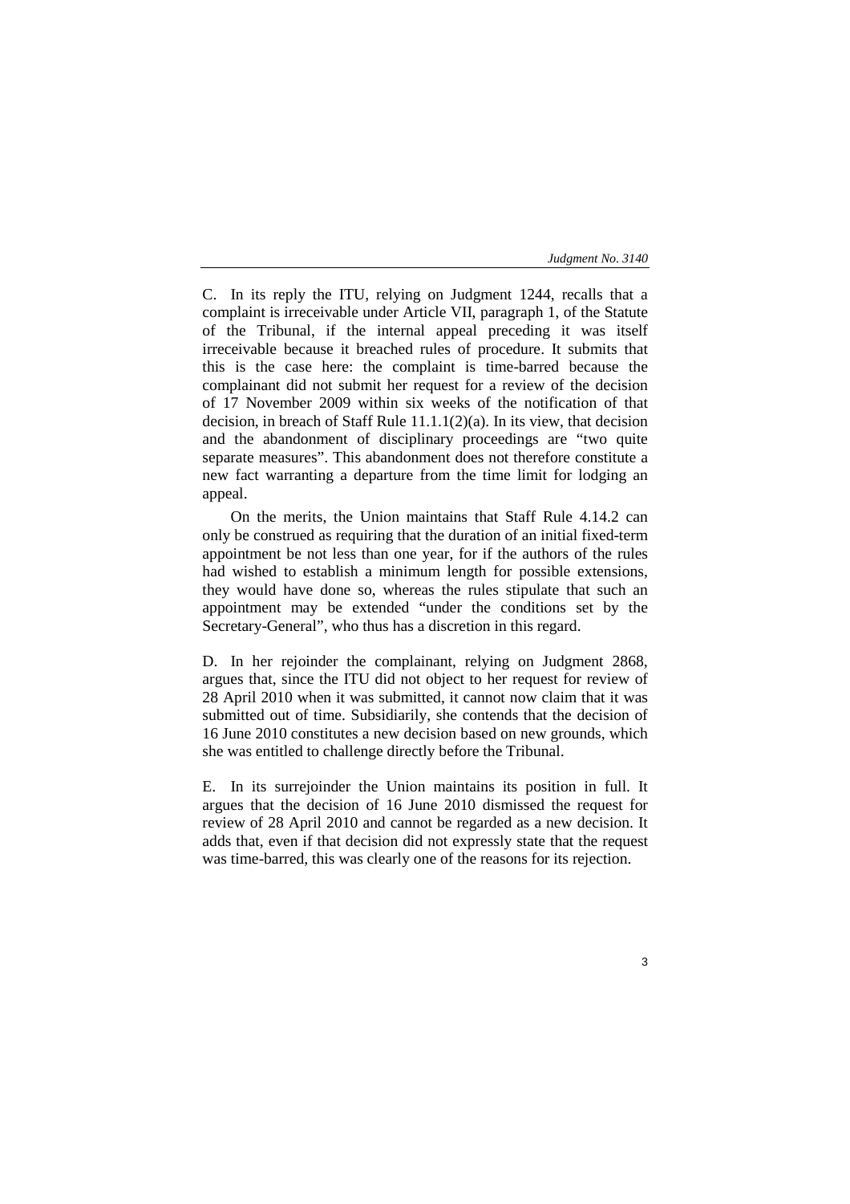C. In its reply the ITU, relying on Judgment 1244, recalls that a complaint is irreceivable under Article VII, paragraph 1, of the Statute of the Tribunal, if the internal appeal preceding it was itself irreceivable because it breached rules of procedure. It submits that this is the case here: the complaint is time-barred because the complainant did not submit her request for a review of the decision of 17 November 2009 within six weeks of the notification of that decision, in breach of Staff Rule 11.1.1(2)(a). In its view, that decision and the abandonment of disciplinary proceedings are "two quite separate measures". This abandonment does not therefore constitute a new fact warranting a departure from the time limit for lodging an appeal.

On the merits, the Union maintains that Staff Rule 4.14.2 can only be construed as requiring that the duration of an initial fixed-term appointment be not less than one year, for if the authors of the rules had wished to establish a minimum length for possible extensions, they would have done so, whereas the rules stipulate that such an appointment may be extended "under the conditions set by the Secretary-General", who thus has a discretion in this regard.

D. In her rejoinder the complainant, relying on Judgment 2868, argues that, since the ITU did not object to her request for review of 28 April 2010 when it was submitted, it cannot now claim that it was submitted out of time. Subsidiarily, she contends that the decision of 16 June 2010 constitutes a new decision based on new grounds, which she was entitled to challenge directly before the Tribunal.

E. In its surrejoinder the Union maintains its position in full. It argues that the decision of 16 June 2010 dismissed the request for review of 28 April 2010 and cannot be regarded as a new decision. It adds that, even if that decision did not expressly state that the request was time-barred, this was clearly one of the reasons for its rejection.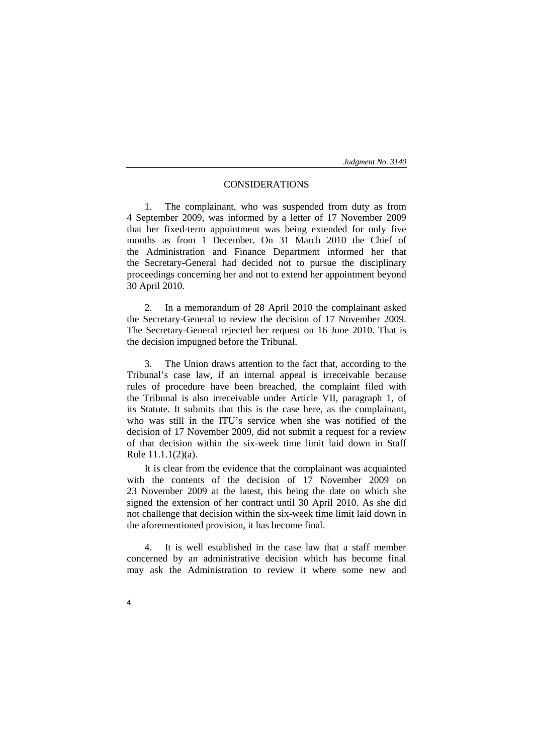## CONSIDERATIONS

1. The complainant, who was suspended from duty as from 4 September 2009, was informed by a letter of 17 November 2009 that her fixed-term appointment was being extended for only five months as from 1 December. On 31 March 2010 the Chief of the Administration and Finance Department informed her that the Secretary-General had decided not to pursue the disciplinary proceedings concerning her and not to extend her appointment beyond 30 April 2010.

2. In a memorandum of 28 April 2010 the complainant asked the Secretary-General to review the decision of 17 November 2009. The Secretary-General rejected her request on 16 June 2010. That is the decision impugned before the Tribunal.

3. The Union draws attention to the fact that, according to the Tribunal's case law, if an internal appeal is irreceivable because rules of procedure have been breached, the complaint filed with the Tribunal is also irreceivable under Article VII, paragraph 1, of its Statute. It submits that this is the case here, as the complainant, who was still in the ITU's service when she was notified of the decision of 17 November 2009, did not submit a request for a review of that decision within the six-week time limit laid down in Staff Rule 11.1.1(2)(a).

It is clear from the evidence that the complainant was acquainted with the contents of the decision of 17 November 2009 on 23 November 2009 at the latest, this being the date on which she signed the extension of her contract until 30 April 2010. As she did not challenge that decision within the six-week time limit laid down in the aforementioned provision, it has become final.

4. It is well established in the case law that a staff member concerned by an administrative decision which has become final may ask the Administration to review it where some new and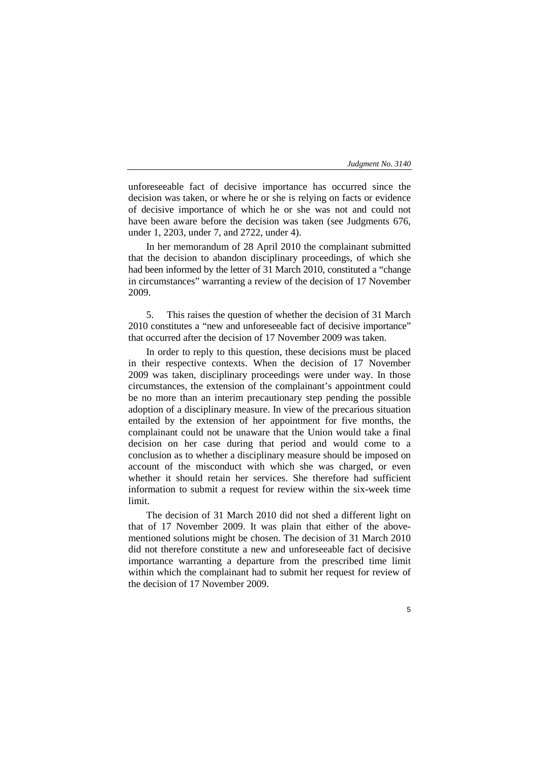unforeseeable fact of decisive importance has occurred since the decision was taken, or where he or she is relying on facts or evidence of decisive importance of which he or she was not and could not have been aware before the decision was taken (see Judgments 676, under 1, 2203, under 7, and 2722, under 4).

In her memorandum of 28 April 2010 the complainant submitted that the decision to abandon disciplinary proceedings, of which she had been informed by the letter of 31 March 2010, constituted a "change in circumstances" warranting a review of the decision of 17 November 2009.

5. This raises the question of whether the decision of 31 March 2010 constitutes a "new and unforeseeable fact of decisive importance" that occurred after the decision of 17 November 2009 was taken.

In order to reply to this question, these decisions must be placed in their respective contexts. When the decision of 17 November 2009 was taken, disciplinary proceedings were under way. In those circumstances, the extension of the complainant's appointment could be no more than an interim precautionary step pending the possible adoption of a disciplinary measure. In view of the precarious situation entailed by the extension of her appointment for five months, the complainant could not be unaware that the Union would take a final decision on her case during that period and would come to a conclusion as to whether a disciplinary measure should be imposed on account of the misconduct with which she was charged, or even whether it should retain her services. She therefore had sufficient information to submit a request for review within the six-week time limit.

The decision of 31 March 2010 did not shed a different light on that of 17 November 2009. It was plain that either of the above-mentioned solutions might be chosen. The decision of 31 March 2010 did not therefore constitute a new and unforeseeable fact of decisive importance warranting a departure from the prescribed time limit within which the complainant had to submit her request for review of the decision of 17 November 2009.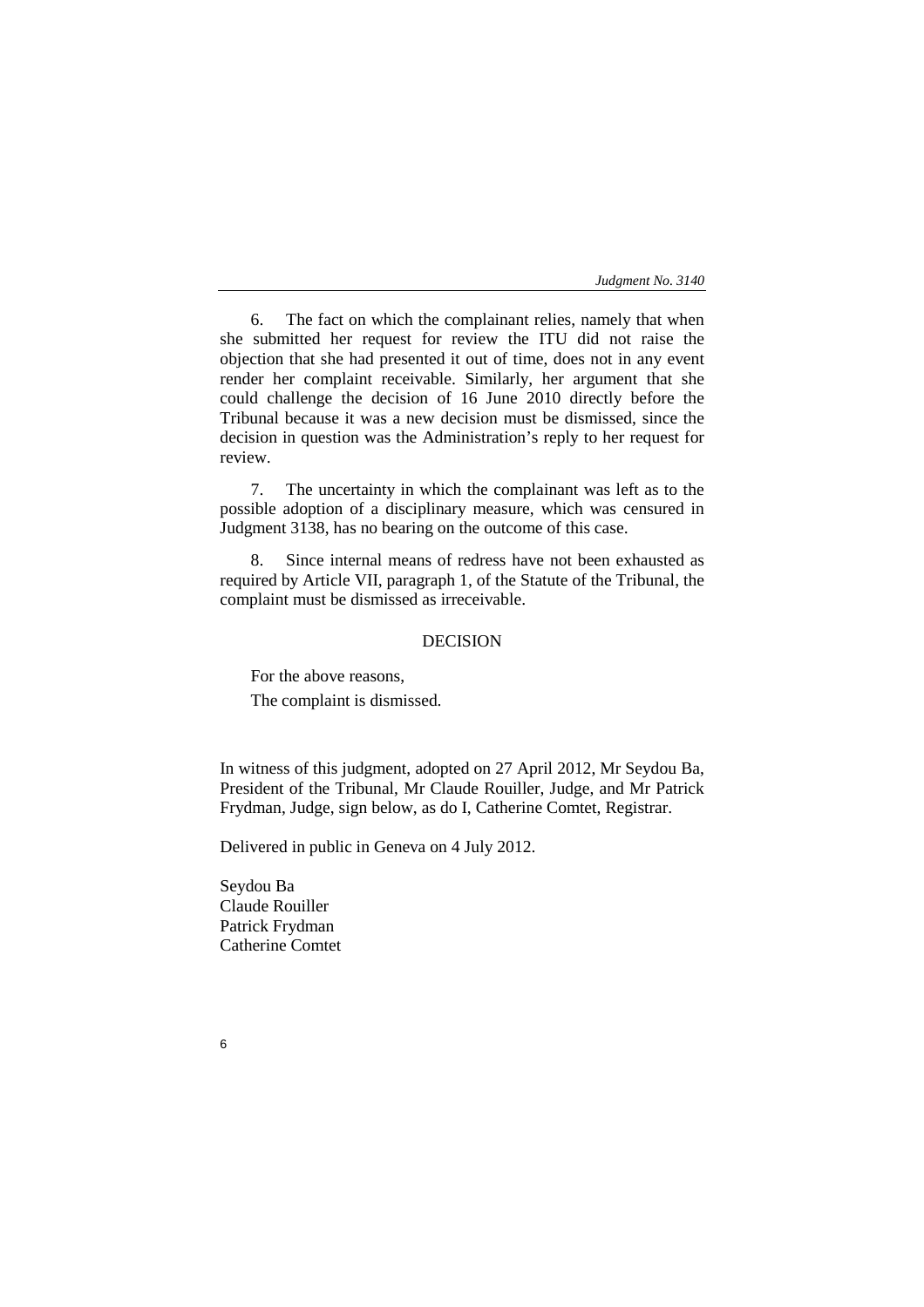6. The fact on which the complainant relies, namely that when she submitted her request for review the ITU did not raise the objection that she had presented it out of time, does not in any event render her complaint receivable. Similarly, her argument that she could challenge the decision of 16 June 2010 directly before the Tribunal because it was a new decision must be dismissed, since the decision in question was the Administration's reply to her request for review.

7. The uncertainty in which the complainant was left as to the possible adoption of a disciplinary measure, which was censured in Judgment 3138, has no bearing on the outcome of this case.

8. Since internal means of redress have not been exhausted as required by Article VII, paragraph 1, of the Statute of the Tribunal, the complaint must be dismissed as irreceivable.

## DECISION

For the above reasons,

The complaint is dismissed.

In witness of this judgment, adopted on 27 April 2012, Mr Seydou Ba, President of the Tribunal, Mr Claude Rouiller, Judge, and Mr Patrick Frydman, Judge, sign below, as do I, Catherine Comtet, Registrar.

Delivered in public in Geneva on 4 July 2012.

Seydou Ba
Claude Rouiller
Patrick Frydman
Catherine Comtet